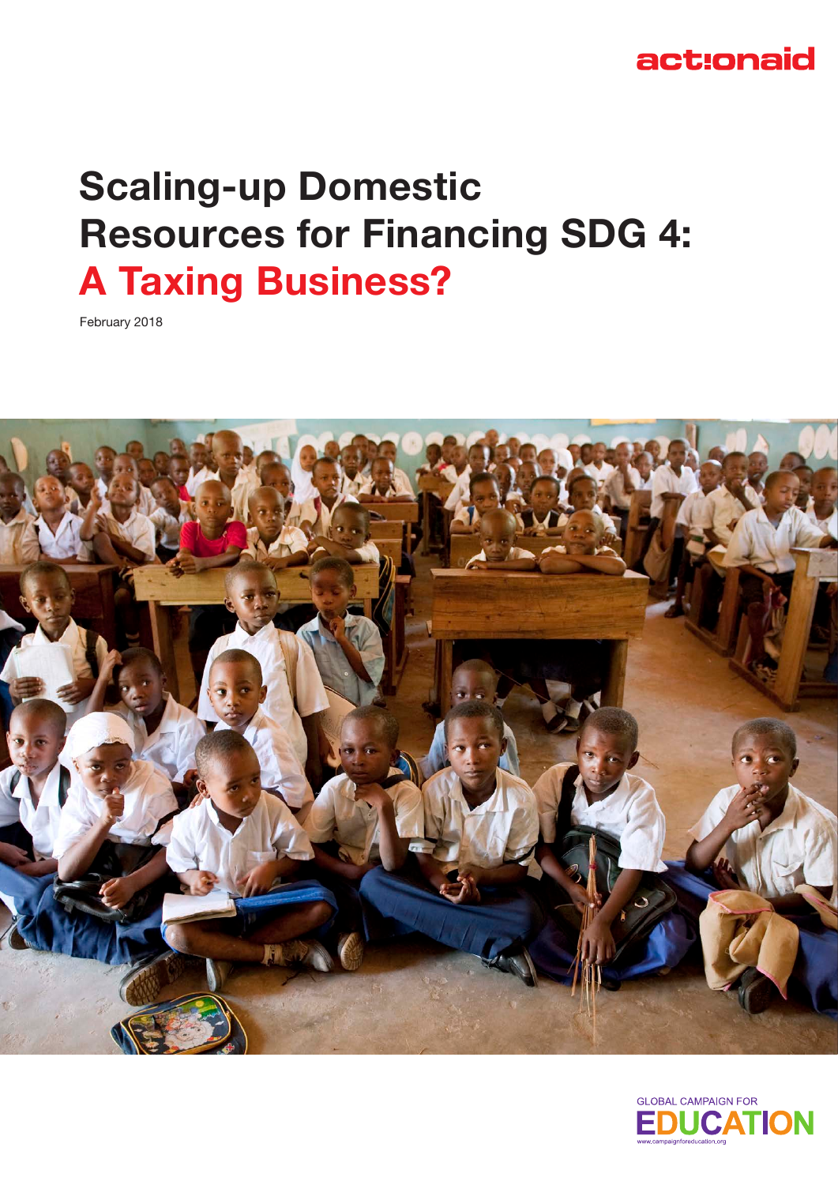actionaid

# Scaling-up Domestic Resources for Financing SDG 4: A Taxing Business?

February 2018

GLOBAL CAMPAIGN FOR EDUCATION

www.campaignforeducation.org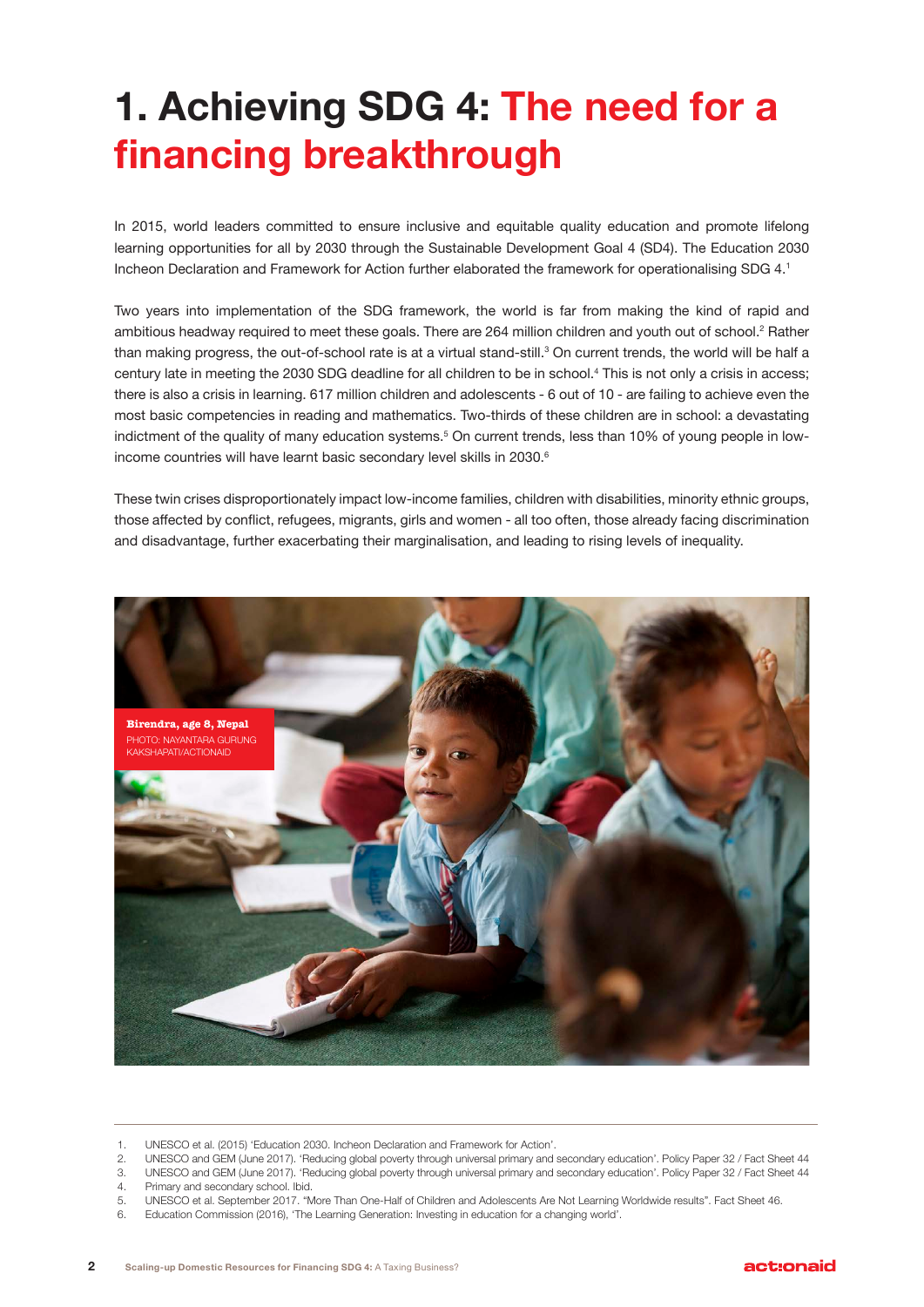# 1. Achieving SDG 4: The need for a financing breakthrough

In 2015, world leaders committed to ensure inclusive and equitable quality education and promote lifelong learning opportunities for all by 2030 through the Sustainable Development Goal 4 (SD4). The Education 2030 Incheon Declaration and Framework for Action further elaborated the framework for operationalising SDG 4.[1]

Two years into implementation of the SDG framework, the world is far from making the kind of rapid and ambitious headway required to meet these goals. There are 264 million children and youth out of school.[2] Rather than making progress, the out-of-school rate is at a virtual stand-still.[3] On current trends, the world will be half a century late in meeting the 2030 SDG deadline for all children to be in school.[4] This is not only a crisis in access; there is also a crisis in learning. 617 million children and adolescents - 6 out of 10 - are failing to achieve even the most basic competencies in reading and mathematics. Two-thirds of these children are in school: a devastating indictment of the quality of many education systems.[5] On current trends, less than 10% of young people in low-income countries will have learnt basic secondary level skills in 2030.[6]

These twin crises disproportionately impact low-income families, children with disabilities, minority ethnic groups, those affected by conflict, refugees, migrants, girls and women - all too often, those already facing discrimination and disadvantage, further exacerbating their marginalisation, and leading to rising levels of inequality.

**Birendra, age 8, Nepal**
PHOTO: NAYANTARA GURUNG KAKSHAPATI/ACTIONAID

---

1. UNESCO et al. (2015) 'Education 2030. Incheon Declaration and Framework for Action'.
2. UNESCO and GEM (June 2017). 'Reducing global poverty through universal primary and secondary education'. Policy Paper 32 / Fact Sheet 44
3. UNESCO and GEM (June 2017). 'Reducing global poverty through universal primary and secondary education'. Policy Paper 32 / Fact Sheet 44
4. Primary and secondary school. Ibid.
5. UNESCO et al. September 2017. "More Than One-Half of Children and Adolescents Are Not Learning Worldwide results". Fact Sheet 46.
6. Education Commission (2016), 'The Learning Generation: Investing in education for a changing world'.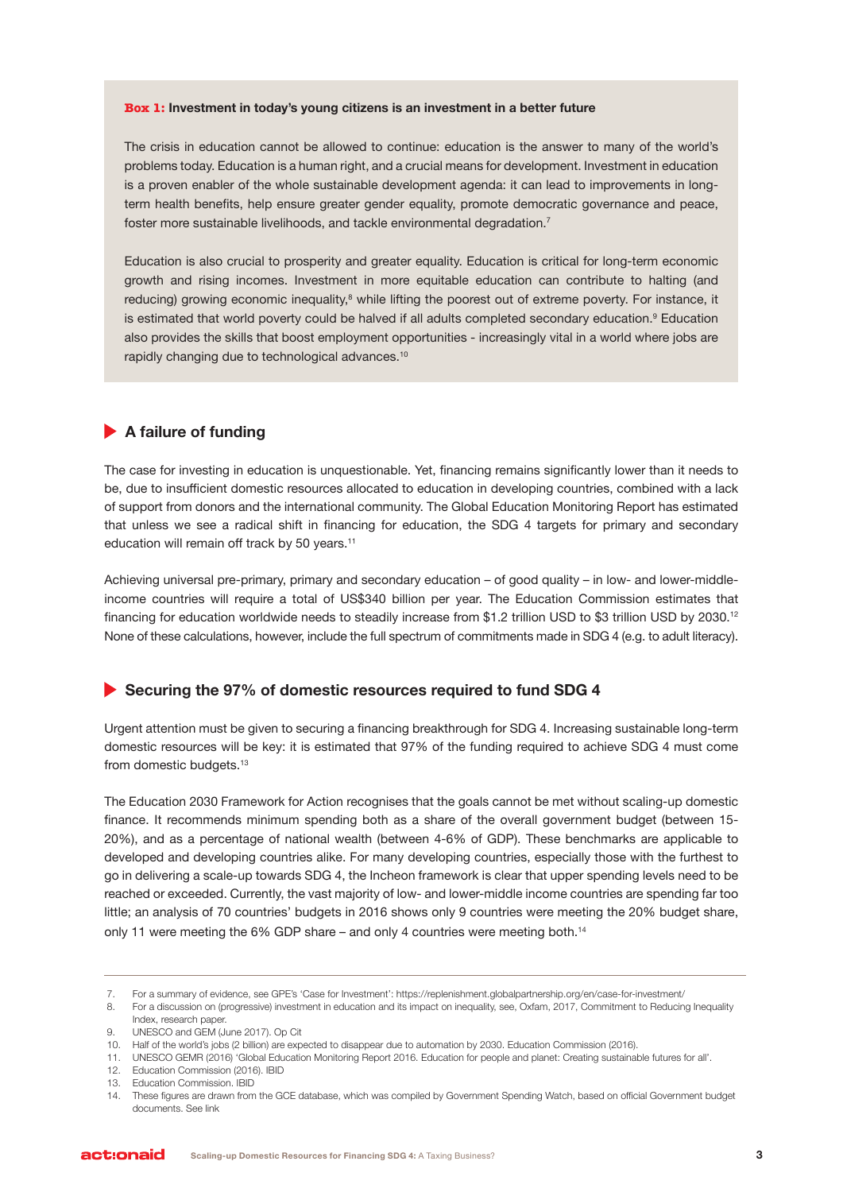**Box 1: Investment in today's young citizens is an investment in a better future**

The crisis in education cannot be allowed to continue: education is the answer to many of the world's problems today. Education is a human right, and a crucial means for development. Investment in education is a proven enabler of the whole sustainable development agenda: it can lead to improvements in long-term health benefits, help ensure greater gender equality, promote democratic governance and peace, foster more sustainable livelihoods, and tackle environmental degradation.[7]

Education is also crucial to prosperity and greater equality. Education is critical for long-term economic growth and rising incomes. Investment in more equitable education can contribute to halting (and reducing) growing economic inequality,[8] while lifting the poorest out of extreme poverty. For instance, it is estimated that world poverty could be halved if all adults completed secondary education.[9] Education also provides the skills that boost employment opportunities - increasingly vital in a world where jobs are rapidly changing due to technological advances.[10]

## A failure of funding

The case for investing in education is unquestionable. Yet, financing remains significantly lower than it needs to be, due to insufficient domestic resources allocated to education in developing countries, combined with a lack of support from donors and the international community. The Global Education Monitoring Report has estimated that unless we see a radical shift in financing for education, the SDG 4 targets for primary and secondary education will remain off track by 50 years.[11]

Achieving universal pre-primary, primary and secondary education – of good quality – in low- and lower-middle-income countries will require a total of US$340 billion per year. The Education Commission estimates that financing for education worldwide needs to steadily increase from $1.2 trillion USD to $3 trillion USD by 2030.[12] None of these calculations, however, include the full spectrum of commitments made in SDG 4 (e.g. to adult literacy).

## Securing the 97% of domestic resources required to fund SDG 4

Urgent attention must be given to securing a financing breakthrough for SDG 4. Increasing sustainable long-term domestic resources will be key: it is estimated that 97% of the funding required to achieve SDG 4 must come from domestic budgets.[13]

The Education 2030 Framework for Action recognises that the goals cannot be met without scaling-up domestic finance. It recommends minimum spending both as a share of the overall government budget (between 15-20%), and as a percentage of national wealth (between 4-6% of GDP). These benchmarks are applicable to developed and developing countries alike. For many developing countries, especially those with the furthest to go in delivering a scale-up towards SDG 4, the Incheon framework is clear that upper spending levels need to be reached or exceeded. Currently, the vast majority of low- and lower-middle income countries are spending far too little; an analysis of 70 countries' budgets in 2016 shows only 9 countries were meeting the 20% budget share, only 11 were meeting the 6% GDP share – and only 4 countries were meeting both.[14]

---

7. For a summary of evidence, see GPE's 'Case for Investment': https://replenishment.globalpartnership.org/en/case-for-investment/
8. For a discussion on (progressive) investment in education and its impact on inequality, see, Oxfam, 2017, Commitment to Reducing Inequality Index, research paper.
9. UNESCO and GEM (June 2017). Op Cit
10. Half of the world's jobs (2 billion) are expected to disappear due to automation by 2030. Education Commission (2016).
11. UNESCO GEMR (2016) 'Global Education Monitoring Report 2016. Education for people and planet: Creating sustainable futures for all'.
12. Education Commission (2016). IBID
13. Education Commission. IBID
14. These figures are drawn from the GCE database, which was compiled by Government Spending Watch, based on official Government budget documents. See link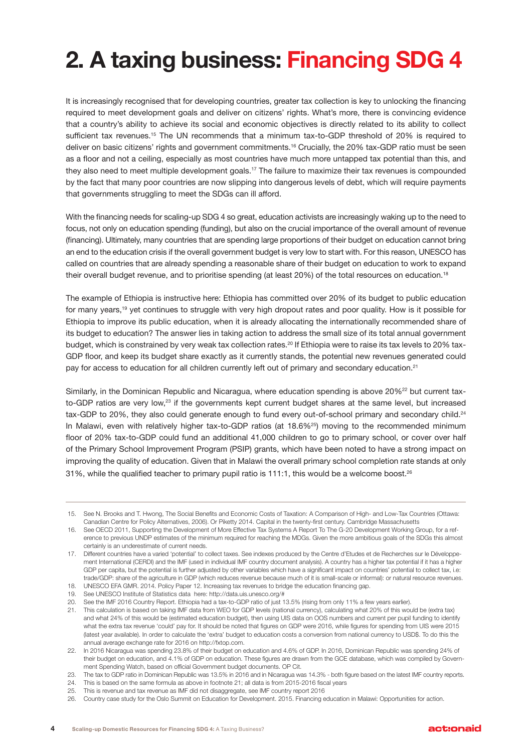# 2. A taxing business: Financing SDG 4

It is increasingly recognised that for developing countries, greater tax collection is key to unlocking the financing required to meet development goals and deliver on citizens' rights. What's more, there is convincing evidence that a country's ability to achieve its social and economic objectives is directly related to its ability to collect sufficient tax revenues.[15] The UN recommends that a minimum tax-to-GDP threshold of 20% is required to deliver on basic citizens' rights and government commitments.[16] Crucially, the 20% tax-GDP ratio must be seen as a floor and not a ceiling, especially as most countries have much more untapped tax potential than this, and they also need to meet multiple development goals.[17] The failure to maximize their tax revenues is compounded by the fact that many poor countries are now slipping into dangerous levels of debt, which will require payments that governments struggling to meet the SDGs can ill afford.

With the financing needs for scaling-up SDG 4 so great, education activists are increasingly waking up to the need to focus, not only on education spending (funding), but also on the crucial importance of the overall amount of revenue (financing). Ultimately, many countries that are spending large proportions of their budget on education cannot bring an end to the education crisis if the overall government budget is very low to start with. For this reason, UNESCO has called on countries that are already spending a reasonable share of their budget on education to work to expand their overall budget revenue, and to prioritise spending (at least 20%) of the total resources on education.[18]

The example of Ethiopia is instructive here: Ethiopia has committed over 20% of its budget to public education for many years,[19] yet continues to struggle with very high dropout rates and poor quality. How is it possible for Ethiopia to improve its public education, when it is already allocating the internationally recommended share of its budget to education? The answer lies in taking action to address the small size of its total annual government budget, which is constrained by very weak tax collection rates.[20] If Ethiopia were to raise its tax levels to 20% tax-GDP floor, and keep its budget share exactly as it currently stands, the potential new revenues generated could pay for access to education for all children currently left out of primary and secondary education.[21]

Similarly, in the Dominican Republic and Nicaragua, where education spending is above 20%[22] but current tax-to-GDP ratios are very low,[23] if the governments kept current budget shares at the same level, but increased tax-GDP to 20%, they also could generate enough to fund every out-of-school primary and secondary child.[24] In Malawi, even with relatively higher tax-to-GDP ratios (at 18.6%[25]) moving to the recommended minimum floor of 20% tax-to-GDP could fund an additional 41,000 children to go to primary school, or cover over half of the Primary School Improvement Program (PSIP) grants, which have been noted to have a strong impact on improving the quality of education. Given that in Malawi the overall primary school completion rate stands at only 31%, while the qualified teacher to primary pupil ratio is 111:1, this would be a welcome boost.[26]

---

15. See N. Brooks and T. Hwong, The Social Benefits and Economic Costs of Taxation: A Comparison of High- and Low-Tax Countries (Ottawa: Canadian Centre for Policy Alternatives, 2006). Or Piketty 2014. Capital in the twenty-first century. Cambridge Massachusetts
16. See OECD 2011, Supporting the Development of More Effective Tax Systems A Report To The G-20 Development Working Group, for a reference to previous UNDP estimates of the minimum required for reaching the MDGs. Given the more ambitious goals of the SDGs this almost certainly is an underestimate of current needs.
17. Different countries have a varied 'potential' to collect taxes. See indexes produced by the Centre d'Etudes et de Recherches sur le Développement International (CERDI) and the IMF (used in individual IMF country document analysis). A country has a higher tax potential if it has a higher GDP per capita, but the potential is further adjusted by other variables which have a significant impact on countries' potential to collect tax, i.e: trade/GDP: share of the agriculture in GDP (which reduces revenue because much of it is small-scale or informal): or natural resource revenues.
18. UNESCO EFA GMR. 2014. Policy Paper 12. Increasing tax revenues to bridge the education financing gap.
19. See UNESCO Institute of Statistics data here: http://data.uis.unesco.org/#
20. See the IMF 2016 Country Report. Ethiopia had a tax-to-GDP ratio of just 13.5% (rising from only 11% a few years earlier).
21. This calculation is based on taking IMF data from WEO for GDP levels (national currency), calculating what 20% of this would be (extra tax) and what 24% of this would be (estimated education budget), then using UIS data on OOS numbers and current per pupil funding to identify what the extra tax revenue 'could' pay for. It should be noted that figures on GDP were 2016, while figures for spending from UIS were 2015 (latest year available). In order to calculate the 'extra' budget to education costs a conversion from national currency to USD$. To do this the annual average exchange rate for 2016 on http://fxtop.com.
22. In 2016 Nicaragua was spending 23.8% of their budget on education and 4.6% of GDP. In 2016, Dominican Republic was spending 24% of their budget on education, and 4.1% of GDP on education. These figures are drawn from the GCE database, which was compiled by Government Spending Watch, based on official Government budget documents. OP Cit.
23. The tax to GDP ratio in Dominican Republic was 13.5% in 2016 and in Nicaragua was 14.3% - both figure based on the latest IMF country reports.
24. This is based on the same formula as above in footnote 21; all data is from 2015-2016 fiscal years
25. This is revenue and tax revenue as IMF did not disaggregate, see IMF country report 2016
26. Country case study for the Oslo Summit on Education for Development. 2015. Financing education in Malawi: Opportunities for action.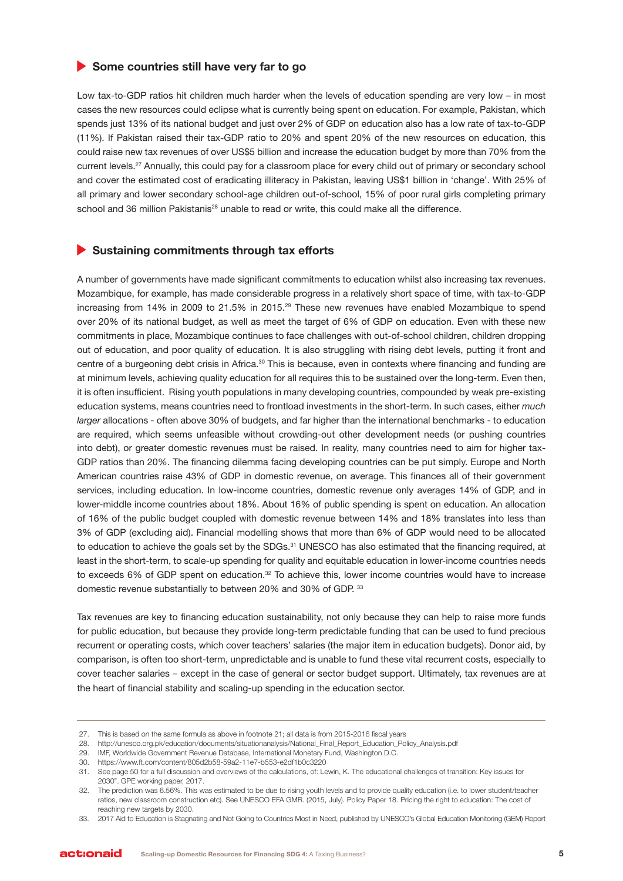## Some countries still have very far to go

Low tax-to-GDP ratios hit children much harder when the levels of education spending are very low – in most cases the new resources could eclipse what is currently being spent on education. For example, Pakistan, which spends just 13% of its national budget and just over 2% of GDP on education also has a low rate of tax-to-GDP (11%). If Pakistan raised their tax-GDP ratio to 20% and spent 20% of the new resources on education, this could raise new tax revenues of over US$5 billion and increase the education budget by more than 70% from the current levels.[27] Annually, this could pay for a classroom place for every child out of primary or secondary school and cover the estimated cost of eradicating illiteracy in Pakistan, leaving US$1 billion in 'change'. With 25% of all primary and lower secondary school-age children out-of-school, 15% of poor rural girls completing primary school and 36 million Pakistanis[28] unable to read or write, this could make all the difference.

## Sustaining commitments through tax efforts

A number of governments have made significant commitments to education whilst also increasing tax revenues. Mozambique, for example, has made considerable progress in a relatively short space of time, with tax-to-GDP increasing from 14% in 2009 to 21.5% in 2015.[29] These new revenues have enabled Mozambique to spend over 20% of its national budget, as well as meet the target of 6% of GDP on education. Even with these new commitments in place, Mozambique continues to face challenges with out-of-school children, children dropping out of education, and poor quality of education. It is also struggling with rising debt levels, putting it front and centre of a burgeoning debt crisis in Africa.[30] This is because, even in contexts where financing and funding are at minimum levels, achieving quality education for all requires this to be sustained over the long-term. Even then, it is often insufficient. Rising youth populations in many developing countries, compounded by weak pre-existing education systems, means countries need to frontload investments in the short-term. In such cases, either *much larger* allocations - often above 30% of budgets, and far higher than the international benchmarks - to education are required, which seems unfeasible without crowding-out other development needs (or pushing countries into debt), or greater domestic revenues must be raised. In reality, many countries need to aim for higher tax-GDP ratios than 20%. The financing dilemma facing developing countries can be put simply. Europe and North American countries raise 43% of GDP in domestic revenue, on average. This finances all of their government services, including education. In low-income countries, domestic revenue only averages 14% of GDP, and in lower-middle income countries about 18%. About 16% of public spending is spent on education. An allocation of 16% of the public budget coupled with domestic revenue between 14% and 18% translates into less than 3% of GDP (excluding aid). Financial modelling shows that more than 6% of GDP would need to be allocated to education to achieve the goals set by the SDGs.[31] UNESCO has also estimated that the financing required, at least in the short-term, to scale-up spending for quality and equitable education in lower-income countries needs to exceeds 6% of GDP spent on education.[32] To achieve this, lower income countries would have to increase domestic revenue substantially to between 20% and 30% of GDP.[33]

Tax revenues are key to financing education sustainability, not only because they can help to raise more funds for public education, but because they provide long-term predictable funding that can be used to fund precious recurrent or operating costs, which cover teachers' salaries (the major item in education budgets). Donor aid, by comparison, is often too short-term, unpredictable and is unable to fund these vital recurrent costs, especially to cover teacher salaries – except in the case of general or sector budget support. Ultimately, tax revenues are at the heart of financial stability and scaling-up spending in the education sector.

---

27. This is based on the same formula as above in footnote 21; all data is from 2015-2016 fiscal years
28. http://unesco.org.pk/education/documents/situationanalysis/National_Final_Report_Education_Policy_Analysis.pdf
29. IMF, Worldwide Government Revenue Database, International Monetary Fund, Washington D.C.
30. https://www.ft.com/content/805d2b58-59a2-11e7-b553-e2df1b0c3220
31. See page 50 for a full discussion and overviews of the calculations, of: Lewin, K. The educational challenges of transition: Key issues for 2030". GPE working paper, 2017.
32. The prediction was 6.56%. This was estimated to be due to rising youth levels and to provide quality education (i.e. to lower student/teacher ratios, new classroom construction etc). See UNESCO EFA GMR. (2015, July). Policy Paper 18. Pricing the right to education: The cost of reaching new targets by 2030.
33. 2017 Aid to Education is Stagnating and Not Going to Countries Most in Need, published by UNESCO's Global Education Monitoring (GEM) Report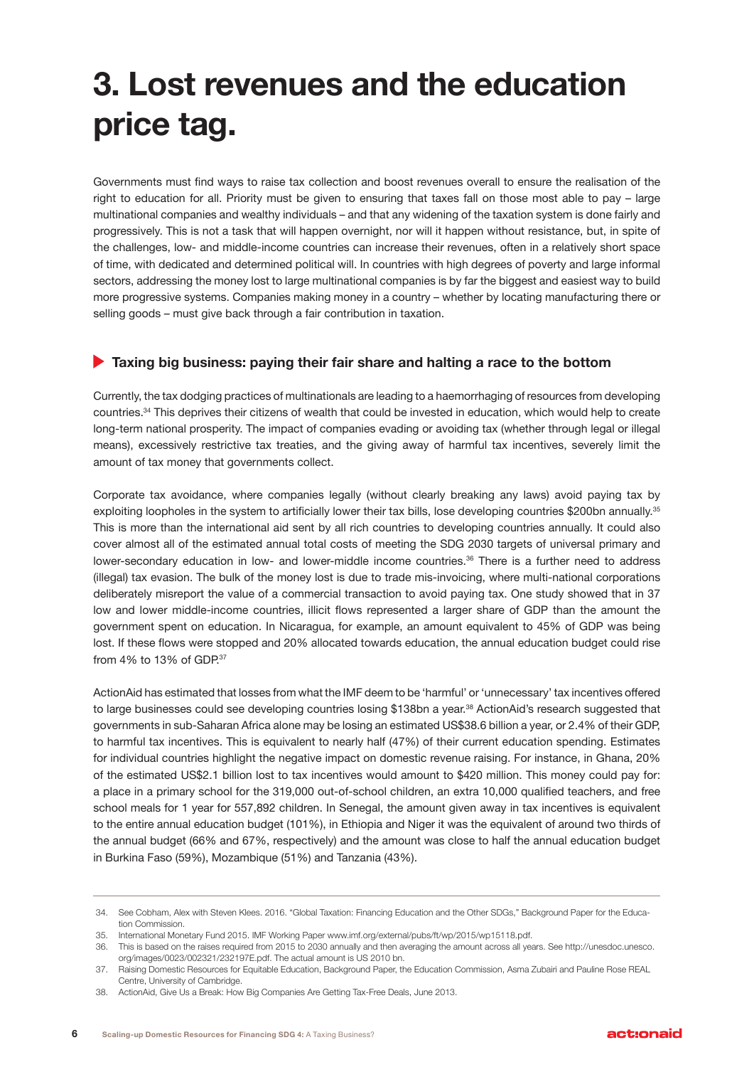# 3. Lost revenues and the education price tag.

Governments must find ways to raise tax collection and boost revenues overall to ensure the realisation of the right to education for all. Priority must be given to ensuring that taxes fall on those most able to pay – large multinational companies and wealthy individuals – and that any widening of the taxation system is done fairly and progressively. This is not a task that will happen overnight, nor will it happen without resistance, but, in spite of the challenges, low- and middle-income countries can increase their revenues, often in a relatively short space of time, with dedicated and determined political will. In countries with high degrees of poverty and large informal sectors, addressing the money lost to large multinational companies is by far the biggest and easiest way to build more progressive systems. Companies making money in a country – whether by locating manufacturing there or selling goods – must give back through a fair contribution in taxation.

## Taxing big business: paying their fair share and halting a race to the bottom

Currently, the tax dodging practices of multinationals are leading to a haemorrhaging of resources from developing countries.[34] This deprives their citizens of wealth that could be invested in education, which would help to create long-term national prosperity. The impact of companies evading or avoiding tax (whether through legal or illegal means), excessively restrictive tax treaties, and the giving away of harmful tax incentives, severely limit the amount of tax money that governments collect.

Corporate tax avoidance, where companies legally (without clearly breaking any laws) avoid paying tax by exploiting loopholes in the system to artificially lower their tax bills, lose developing countries $200bn annually.[35] This is more than the international aid sent by all rich countries to developing countries annually. It could also cover almost all of the estimated annual total costs of meeting the SDG 2030 targets of universal primary and lower-secondary education in low- and lower-middle income countries.[36] There is a further need to address (illegal) tax evasion. The bulk of the money lost is due to trade mis-invoicing, where multi-national corporations deliberately misreport the value of a commercial transaction to avoid paying tax. One study showed that in 37 low and lower middle-income countries, illicit flows represented a larger share of GDP than the amount the government spent on education. In Nicaragua, for example, an amount equivalent to 45% of GDP was being lost. If these flows were stopped and 20% allocated towards education, the annual education budget could rise from 4% to 13% of GDP.[37]

ActionAid has estimated that losses from what the IMF deem to be 'harmful' or 'unnecessary' tax incentives offered to large businesses could see developing countries losing $138bn a year.[38] ActionAid's research suggested that governments in sub-Saharan Africa alone may be losing an estimated US$38.6 billion a year, or 2.4% of their GDP, to harmful tax incentives. This is equivalent to nearly half (47%) of their current education spending. Estimates for individual countries highlight the negative impact on domestic revenue raising. For instance, in Ghana, 20% of the estimated US$2.1 billion lost to tax incentives would amount to $420 million. This money could pay for: a place in a primary school for the 319,000 out-of-school children, an extra 10,000 qualified teachers, and free school meals for 1 year for 557,892 children. In Senegal, the amount given away in tax incentives is equivalent to the entire annual education budget (101%), in Ethiopia and Niger it was the equivalent of around two thirds of the annual budget (66% and 67%, respectively) and the amount was close to half the annual education budget in Burkina Faso (59%), Mozambique (51%) and Tanzania (43%).

---

34. See Cobham, Alex with Steven Klees. 2016. "Global Taxation: Financing Education and the Other SDGs," Background Paper for the Education Commission.
35. International Monetary Fund 2015. IMF Working Paper www.imf.org/external/pubs/ft/wp/2015/wp15118.pdf.
36. This is based on the raises required from 2015 to 2030 annually and then averaging the amount across all years. See http://unesdoc.unesco.org/images/0023/002321/232197E.pdf. The actual amount is US 2010 bn.
37. Raising Domestic Resources for Equitable Education, Background Paper, the Education Commission, Asma Zubairi and Pauline Rose REAL Centre, University of Cambridge.
38. ActionAid, Give Us a Break: How Big Companies Are Getting Tax-Free Deals, June 2013.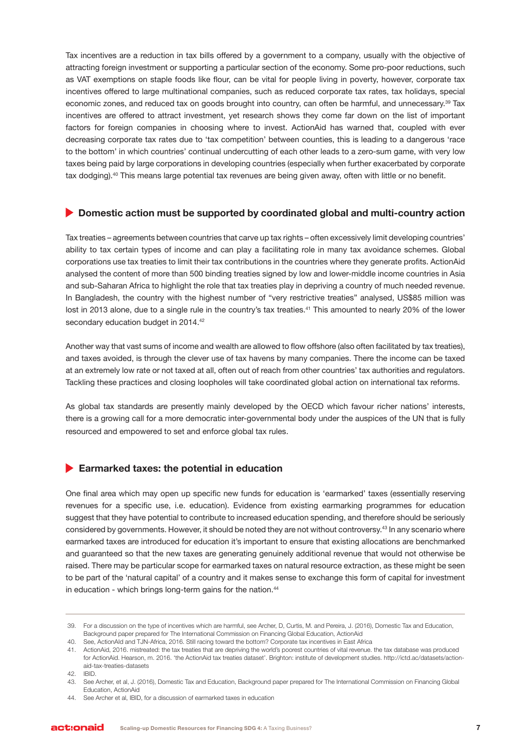Tax incentives are a reduction in tax bills offered by a government to a company, usually with the objective of attracting foreign investment or supporting a particular section of the economy. Some pro-poor reductions, such as VAT exemptions on staple foods like flour, can be vital for people living in poverty, however, corporate tax incentives offered to large multinational companies, such as reduced corporate tax rates, tax holidays, special economic zones, and reduced tax on goods brought into country, can often be harmful, and unnecessary.[39] Tax incentives are offered to attract investment, yet research shows they come far down on the list of important factors for foreign companies in choosing where to invest. ActionAid has warned that, coupled with ever decreasing corporate tax rates due to 'tax competition' between counties, this is leading to a dangerous 'race to the bottom' in which countries' continual undercutting of each other leads to a zero-sum game, with very low taxes being paid by large corporations in developing countries (especially when further exacerbated by corporate tax dodging).[40] This means large potential tax revenues are being given away, often with little or no benefit.

## Domestic action must be supported by coordinated global and multi-country action

Tax treaties – agreements between countries that carve up tax rights – often excessively limit developing countries' ability to tax certain types of income and can play a facilitating role in many tax avoidance schemes. Global corporations use tax treaties to limit their tax contributions in the countries where they generate profits. ActionAid analysed the content of more than 500 binding treaties signed by low and lower-middle income countries in Asia and sub-Saharan Africa to highlight the role that tax treaties play in depriving a country of much needed revenue. In Bangladesh, the country with the highest number of "very restrictive treaties" analysed, US$85 million was lost in 2013 alone, due to a single rule in the country's tax treaties.[41] This amounted to nearly 20% of the lower secondary education budget in 2014.[42]

Another way that vast sums of income and wealth are allowed to flow offshore (also often facilitated by tax treaties), and taxes avoided, is through the clever use of tax havens by many companies. There the income can be taxed at an extremely low rate or not taxed at all, often out of reach from other countries' tax authorities and regulators. Tackling these practices and closing loopholes will take coordinated global action on international tax reforms.

As global tax standards are presently mainly developed by the OECD which favour richer nations' interests, there is a growing call for a more democratic inter-governmental body under the auspices of the UN that is fully resourced and empowered to set and enforce global tax rules.

## Earmarked taxes: the potential in education

One final area which may open up specific new funds for education is 'earmarked' taxes (essentially reserving revenues for a specific use, i.e. education). Evidence from existing earmarking programmes for education suggest that they have potential to contribute to increased education spending, and therefore should be seriously considered by governments. However, it should be noted they are not without controversy.[43] In any scenario where earmarked taxes are introduced for education it's important to ensure that existing allocations are benchmarked and guaranteed so that the new taxes are generating genuinely additional revenue that would not otherwise be raised. There may be particular scope for earmarked taxes on natural resource extraction, as these might be seen to be part of the 'natural capital' of a country and it makes sense to exchange this form of capital for investment in education - which brings long-term gains for the nation.[44]

---

39. For a discussion on the type of incentives which are harmful, see Archer, D, Curtis, M. and Pereira, J. (2016), Domestic Tax and Education, Background paper prepared for The International Commission on Financing Global Education, ActionAid
40. See, ActionAId and TJN-Africa, 2016. Still racing toward the bottom? Corporate tax incentives in East Africa
41. ActionAid, 2016. mistreated: the tax treaties that are depriving the world's poorest countries of vital revenue. the tax database was produced for ActionAid. Hearson, m. 2016. 'the ActionAid tax treaties dataset'. Brighton: institute of development studies. http://ictd.ac/datasets/action-aid-tax-treaties-datasets
42. IBID.
43. See Archer, et al, J. (2016), Domestic Tax and Education, Background paper prepared for The International Commission on Financing Global Education, ActionAid
44. See Archer et al, IBID, for a discussion of earmarked taxes in education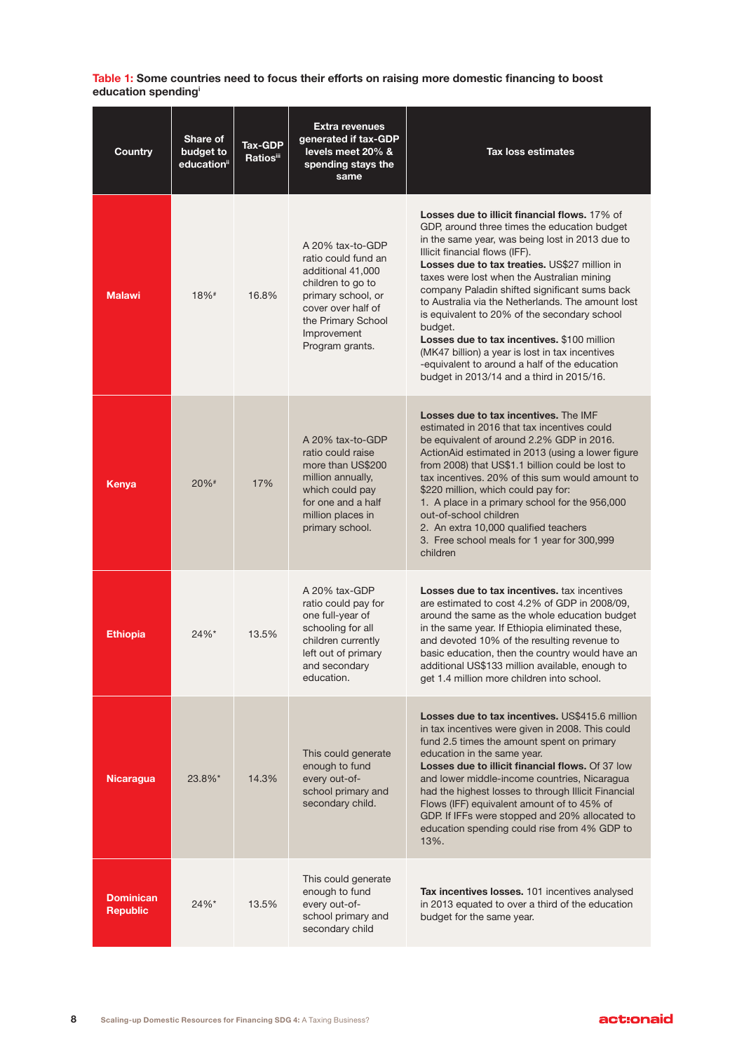**Table 1:** **Some countries need to focus their efforts on raising more domestic financing to boost education spending**[i]

| Country | Share of budget to education[ii] | Tax-GDP Ratios[iii] | Extra revenues generated if tax-GDP levels meet 20% & spending stays the same | Tax loss estimates |
|---|---|---|---|---|
| **Malawi** | 18%[#] | 16.8% | A 20% tax-to-GDP ratio could fund an additional 41,000 children to go to primary school, or cover over half of the Primary School Improvement Program grants. | **Losses due to illicit financial flows.** 17% of GDP, around three times the education budget in the same year, was being lost in 2013 due to Illicit financial flows (IFF). **Losses due to tax treaties.** US$27 million in taxes were lost when the Australian mining company Paladin shifted significant sums back to Australia via the Netherlands. The amount lost is equivalent to 20% of the secondary school budget. **Losses due to tax incentives.** $100 million (MK47 billion) a year is lost in tax incentives -equivalent to around a half of the education budget in 2013/14 and a third in 2015/16. |
| **Kenya** | 20%[#] | 17% | A 20% tax-to-GDP ratio could raise more than US$200 million annually, which could pay for one and a half million places in primary school. | **Losses due to tax incentives.** The IMF estimated in 2016 that tax incentives could be equivalent of around 2.2% GDP in 2016. ActionAid estimated in 2013 (using a lower figure from 2008) that US$1.1 billion could be lost to tax incentives. 20% of this sum would amount to $220 million, which could pay for: 1. A place in a primary school for the 956,000 out-of-school children 2. An extra 10,000 qualified teachers 3. Free school meals for 1 year for 300,999 children |
| **Ethiopia** | 24%* | 13.5% | A 20% tax-GDP ratio could pay for one full-year of schooling for all children currently left out of primary and secondary education. | **Losses due to tax incentives.** tax incentives are estimated to cost 4.2% of GDP in 2008/09, around the same as the whole education budget in the same year. If Ethiopia eliminated these, and devoted 10% of the resulting revenue to basic education, then the country would have an additional US$133 million available, enough to get 1.4 million more children into school. |
| **Nicaragua** | 23.8%* | 14.3% | This could generate enough to fund every out-of-school primary and secondary child. | **Losses due to tax incentives.** US$415.6 million in tax incentives were given in 2008. This could fund 2.5 times the amount spent on primary education in the same year. **Losses due to illicit financial flows.** Of 37 low and lower middle-income countries, Nicaragua had the highest losses to through Illicit Financial Flows (IFF) equivalent amount of to 45% of GDP. If IFFs were stopped and 20% allocated to education spending could rise from 4% GDP to 13%. |
| **Dominican Republic** | 24%* | 13.5% | This could generate enough to fund every out-of-school primary and secondary child | **Tax incentives losses.** 101 incentives analysed in 2013 equated to over a third of the education budget for the same year. |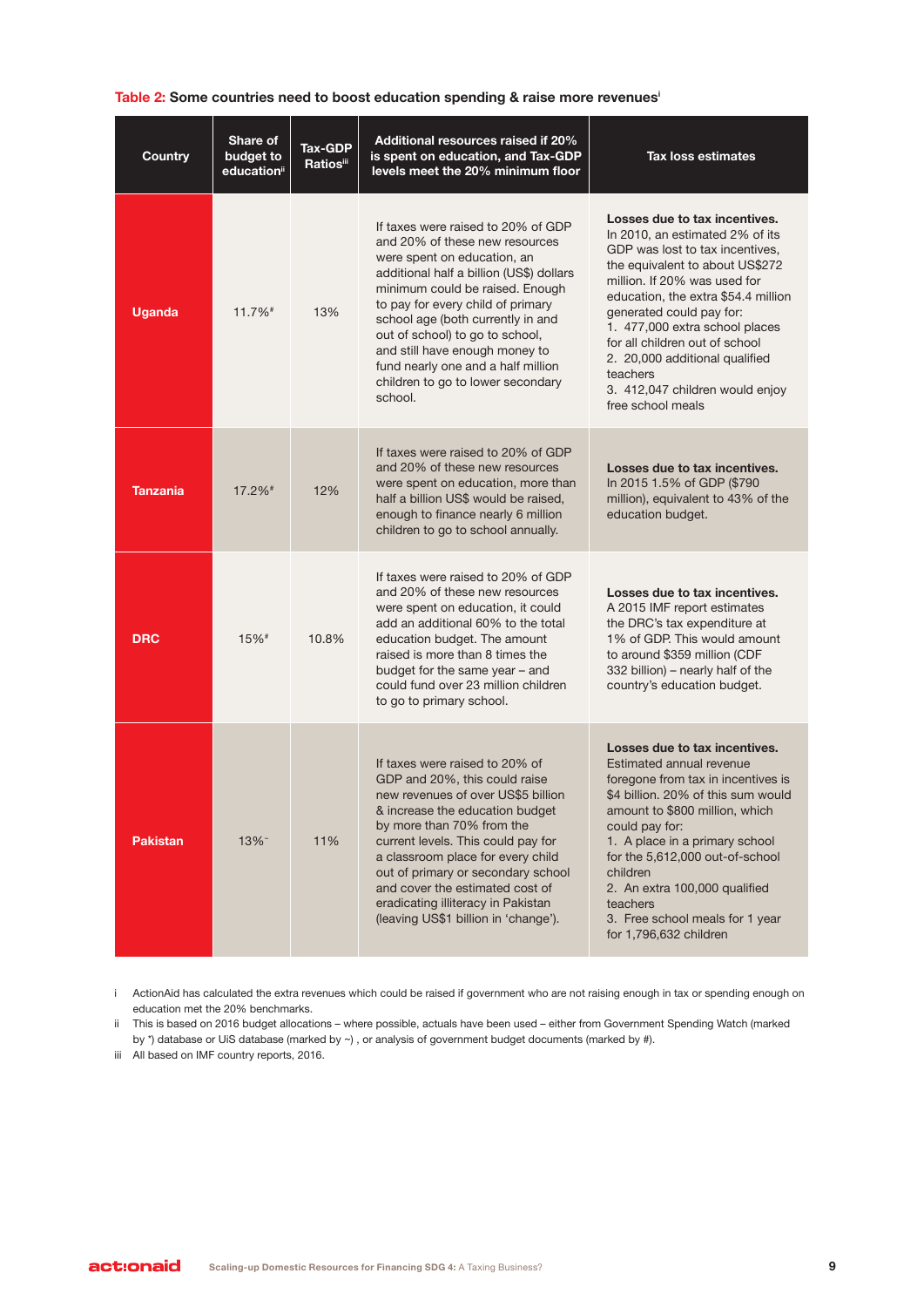**Table 2: Some countries need to boost education spending & raise more revenues**[i]

| Country | Share of budget to education[ii] | Tax-GDP Ratios[iii] | Additional resources raised if 20% is spent on education, and Tax-GDP levels meet the 20% minimum floor | Tax loss estimates |
|---|---|---|---|---|
| Uganda | 11.7%# | 13% | If taxes were raised to 20% of GDP and 20% of these new resources were spent on education, an additional half a billion (US$) dollars minimum could be raised. Enough to pay for every child of primary school age (both currently in and out of school) to go to school, and still have enough money to fund nearly one and a half million children to go to lower secondary school. | **Losses due to tax incentives.** In 2010, an estimated 2% of its GDP was lost to tax incentives, the equivalent to about US$272 million. If 20% was used for education, the extra $54.4 million generated could pay for: 1. 477,000 extra school places for all children out of school 2. 20,000 additional qualified teachers 3. 412,047 children would enjoy free school meals |
| Tanzania | 17.2%# | 12% | If taxes were raised to 20% of GDP and 20% of these new resources were spent on education, more than half a billion US$ would be raised, enough to finance nearly 6 million children to go to school annually. | **Losses due to tax incentives.** In 2015 1.5% of GDP ($790 million), equivalent to 43% of the education budget. |
| DRC | 15%# | 10.8% | If taxes were raised to 20% of GDP and 20% of these new resources were spent on education, it could add an additional 60% to the total education budget. The amount raised is more than 8 times the budget for the same year – and could fund over 23 million children to go to primary school. | **Losses due to tax incentives.** A 2015 IMF report estimates the DRC's tax expenditure at 1% of GDP. This would amount to around $359 million (CDF 332 billion) – nearly half of the country's education budget. |
| Pakistan | 13%~ | 11% | If taxes were raised to 20% of GDP and 20%, this could raise new revenues of over US$5 billion & increase the education budget by more than 70% from the current levels. This could pay for a classroom place for every child out of primary or secondary school and cover the estimated cost of eradicating illiteracy in Pakistan (leaving US$1 billion in 'change'). | **Losses due to tax incentives.** Estimated annual revenue foregone from tax in incentives is $4 billion. 20% of this sum would amount to $800 million, which could pay for: 1. A place in a primary school for the 5,612,000 out-of-school children 2. An extra 100,000 qualified teachers 3. Free school meals for 1 year for 1,796,632 children |

i ActionAid has calculated the extra revenues which could be raised if government who are not raising enough in tax or spending enough on education met the 20% benchmarks.

ii This is based on 2016 budget allocations – where possible, actuals have been used – either from Government Spending Watch (marked by *) database or UiS database (marked by ~) , or analysis of government budget documents (marked by #).

iii All based on IMF country reports, 2016.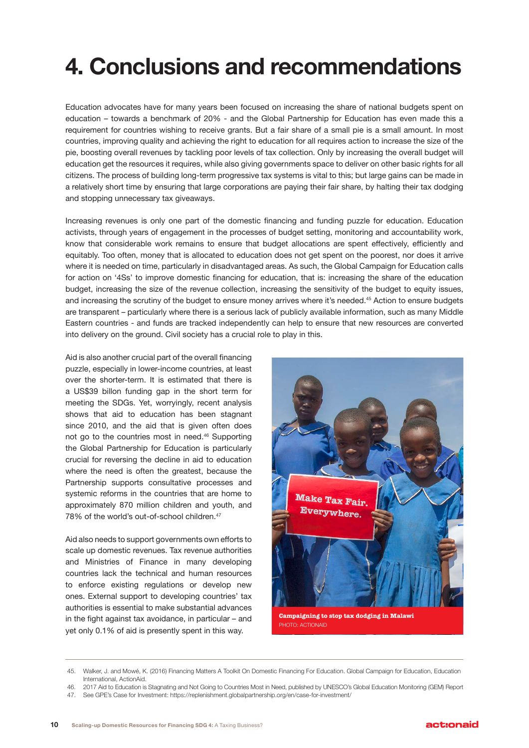# 4. Conclusions and recommendations

Education advocates have for many years been focused on increasing the share of national budgets spent on education – towards a benchmark of 20% - and the Global Partnership for Education has even made this a requirement for countries wishing to receive grants. But a fair share of a small pie is a small amount. In most countries, improving quality and achieving the right to education for all requires action to increase the size of the pie, boosting overall revenues by tackling poor levels of tax collection. Only by increasing the overall budget will education get the resources it requires, while also giving governments space to deliver on other basic rights for all citizens. The process of building long-term progressive tax systems is vital to this; but large gains can be made in a relatively short time by ensuring that large corporations are paying their fair share, by halting their tax dodging and stopping unnecessary tax giveaways.

Increasing revenues is only one part of the domestic financing and funding puzzle for education. Education activists, through years of engagement in the processes of budget setting, monitoring and accountability work, know that considerable work remains to ensure that budget allocations are spent effectively, efficiently and equitably. Too often, money that is allocated to education does not get spent on the poorest, nor does it arrive where it is needed on time, particularly in disadvantaged areas. As such, the Global Campaign for Education calls for action on '4Ss' to improve domestic financing for education, that is: increasing the share of the education budget, increasing the size of the revenue collection, increasing the sensitivity of the budget to equity issues, and increasing the scrutiny of the budget to ensure money arrives where it's needed.[45] Action to ensure budgets are transparent – particularly where there is a serious lack of publicly available information, such as many Middle Eastern countries - and funds are tracked independently can help to ensure that new resources are converted into delivery on the ground. Civil society has a crucial role to play in this.

Aid is also another crucial part of the overall financing puzzle, especially in lower-income countries, at least over the shorter-term. It is estimated that there is a US$39 billon funding gap in the short term for meeting the SDGs. Yet, worryingly, recent analysis shows that aid to education has been stagnant since 2010, and the aid that is given often does not go to the countries most in need.[46] Supporting the Global Partnership for Education is particularly crucial for reversing the decline in aid to education where the need is often the greatest, because the Partnership supports consultative processes and systemic reforms in the countries that are home to approximately 870 million children and youth, and 78% of the world's out-of-school children.[47]

Aid also needs to support governments own efforts to scale up domestic revenues. Tax revenue authorities and Ministries of Finance in many developing countries lack the technical and human resources to enforce existing regulations or develop new ones. External support to developing countries' tax authorities is essential to make substantial advances in the fight against tax avoidance, in particular – and yet only 0.1% of aid is presently spent in this way.

**Campaigning to stop tax dodging in Malawi**
PHOTO: ACTIONAID

---

45. Walker, J. and Mowé, K. (2016) Financing Matters A Toolkit On Domestic Financing For Education. Global Campaign for Education, Education International, ActionAid.
46. 2017 Aid to Education is Stagnating and Not Going to Countries Most in Need, published by UNESCO's Global Education Monitoring (GEM) Report
47. See GPE's Case for Investment: https://replenishment.globalpartnership.org/en/case-for-investment/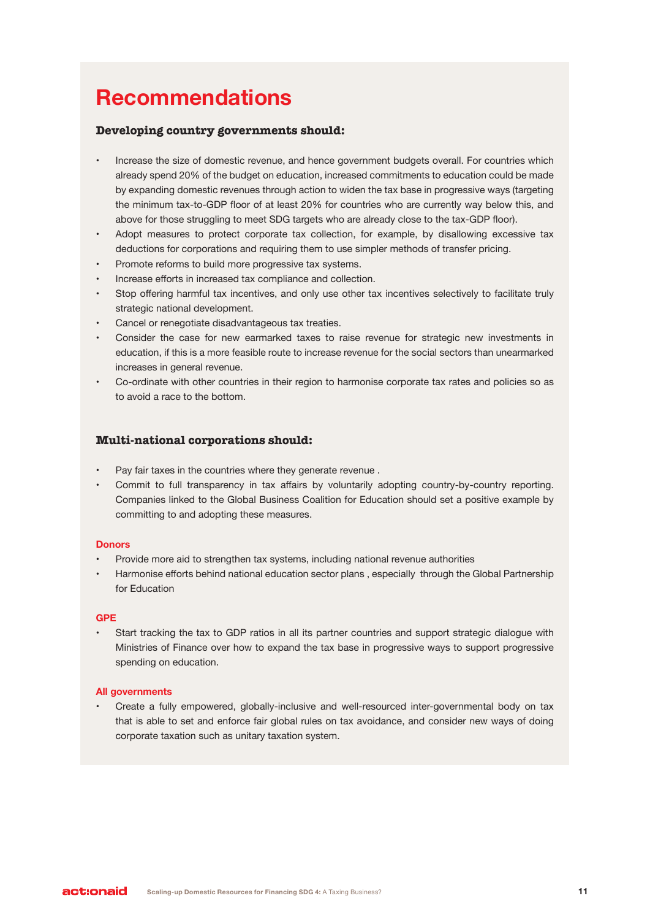# Recommendations

### Developing country governments should:

- Increase the size of domestic revenue, and hence government budgets overall. For countries which already spend 20% of the budget on education, increased commitments to education could be made by expanding domestic revenues through action to widen the tax base in progressive ways (targeting the minimum tax-to-GDP floor of at least 20% for countries who are currently way below this, and above for those struggling to meet SDG targets who are already close to the tax-GDP floor).
- Adopt measures to protect corporate tax collection, for example, by disallowing excessive tax deductions for corporations and requiring them to use simpler methods of transfer pricing.
- Promote reforms to build more progressive tax systems.
- Increase efforts in increased tax compliance and collection.
- Stop offering harmful tax incentives, and only use other tax incentives selectively to facilitate truly strategic national development.
- Cancel or renegotiate disadvantageous tax treaties.
- Consider the case for new earmarked taxes to raise revenue for strategic new investments in education, if this is a more feasible route to increase revenue for the social sectors than unearmarked increases in general revenue.
- Co-ordinate with other countries in their region to harmonise corporate tax rates and policies so as to avoid a race to the bottom.

### Multi-national corporations should:

- Pay fair taxes in the countries where they generate revenue .
- Commit to full transparency in tax affairs by voluntarily adopting country-by-country reporting. Companies linked to the Global Business Coalition for Education should set a positive example by committing to and adopting these measures.

#### Donors

- Provide more aid to strengthen tax systems, including national revenue authorities
- Harmonise efforts behind national education sector plans , especially through the Global Partnership for Education

#### GPE

- Start tracking the tax to GDP ratios in all its partner countries and support strategic dialogue with Ministries of Finance over how to expand the tax base in progressive ways to support progressive spending on education.

#### All governments

- Create a fully empowered, globally-inclusive and well-resourced inter-governmental body on tax that is able to set and enforce fair global rules on tax avoidance, and consider new ways of doing corporate taxation such as unitary taxation system.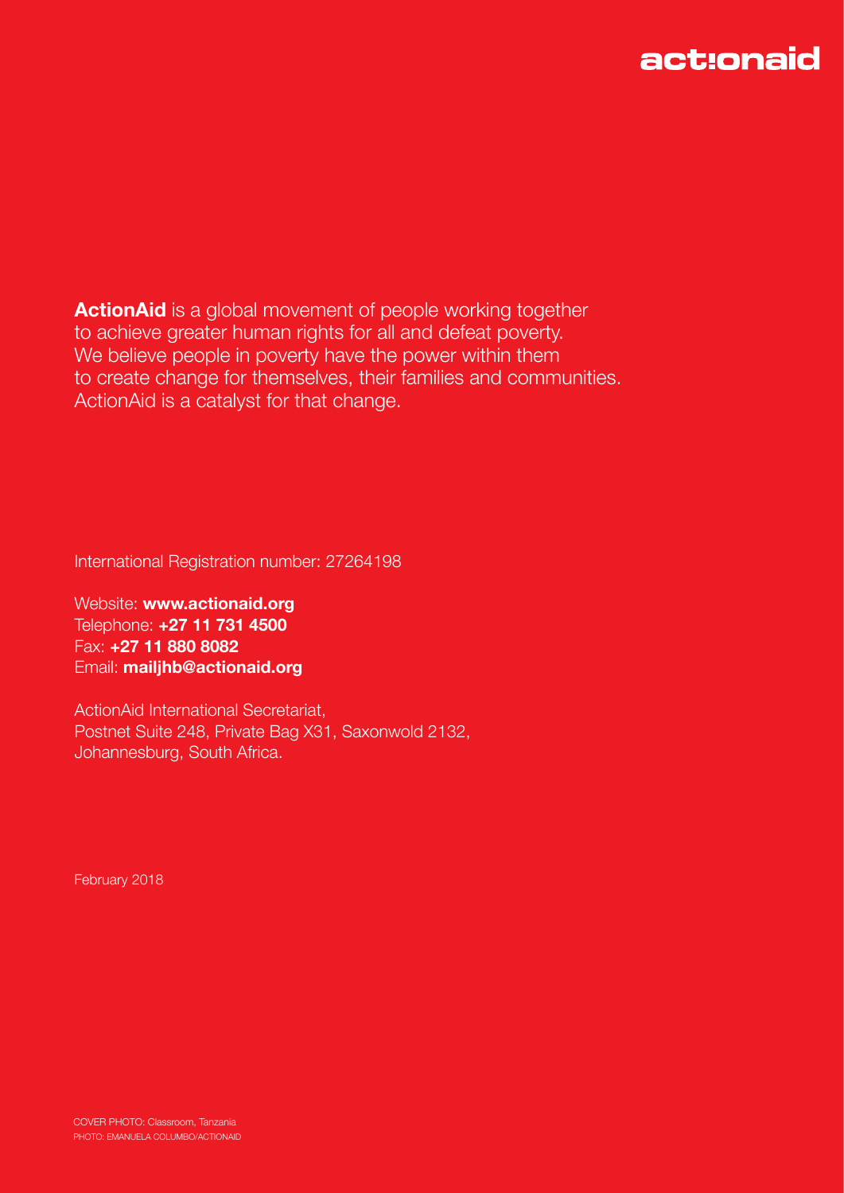actionaid

**ActionAid** is a global movement of people working together to achieve greater human rights for all and defeat poverty. We believe people in poverty have the power within them to create change for themselves, their families and communities. ActionAid is a catalyst for that change.

International Registration number: 27264198

Website: **www.actionaid.org**
Telephone: **+27 11 731 4500**
Fax: **+27 11 880 8082**
Email: **mailjhb@actionaid.org**

ActionAid International Secretariat,
Postnet Suite 248, Private Bag X31, Saxonwold 2132,
Johannesburg, South Africa.

February 2018

COVER PHOTO: Classroom, Tanzania
PHOTO: EMANUELA COLUMBO/ACTIONAID